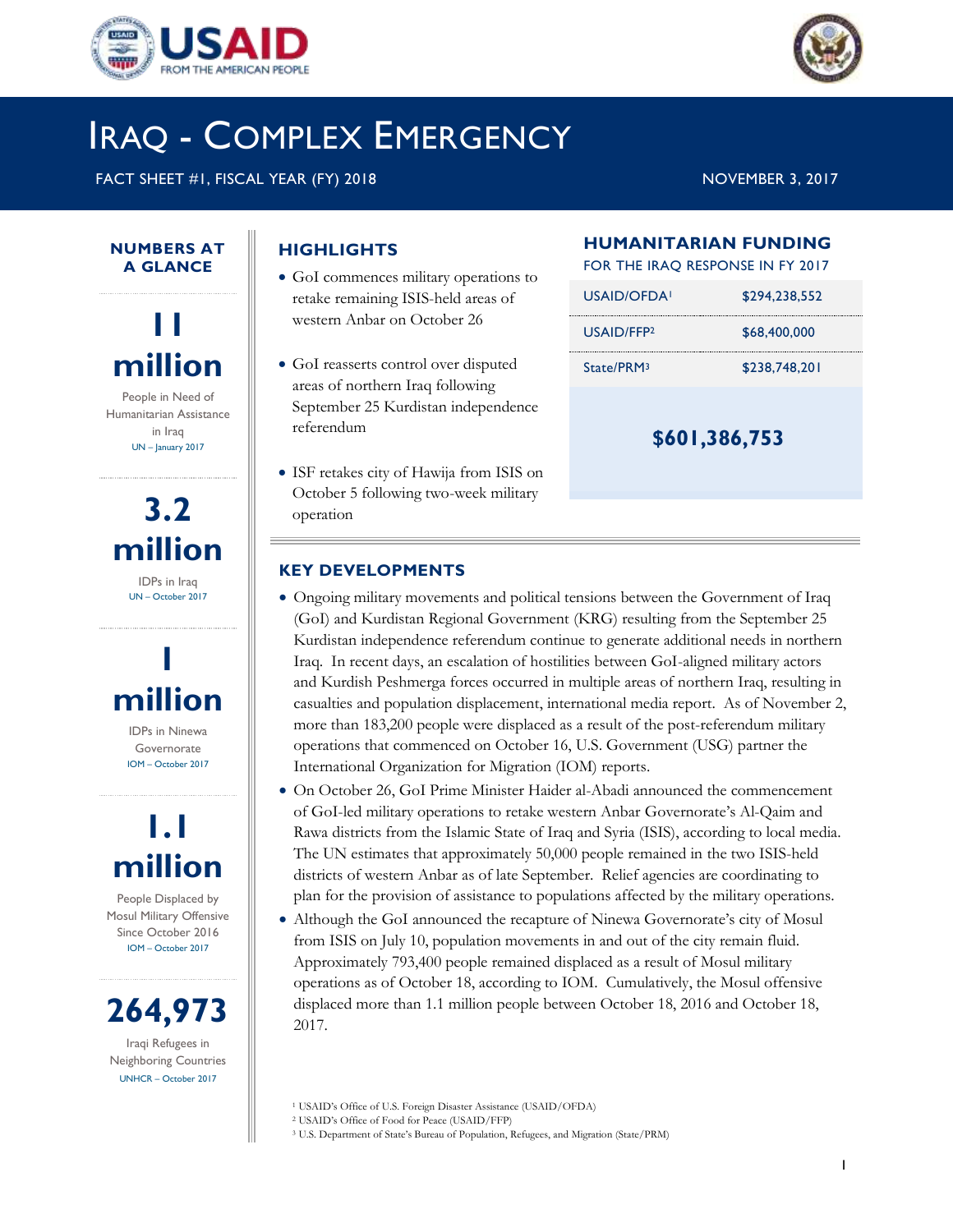# IRAQ - COMPLEX EMERGENCY

FACT SHEET #1, FISCAL YEAR (FY) 2018

NOVEMBER 3, 2017

## NUMBERS AT A GLANCE

**11 million**

People in Need of Humanitarian Assistance in Iraq

UN – January 2017

**3.2 million**

IDPs in Iraq

UN – October 2017

**1 million**

IDPs in Ninewa Governorate

IOM – October 2017

**1.1 million**

People Displaced by Mosul Military Offensive Since October 2016

IOM – October 2017

**264,973**

Iraqi Refugees in Neighboring Countries

UNHCR – October 2017

## HIGHLIGHTS

- GoI commences military operations to retake remaining ISIS-held areas of western Anbar on October 26
- GoI reasserts control over disputed areas of northern Iraq following September 25 Kurdistan independence referendum
- ISF retakes city of Hawija from ISIS on October 5 following two-week military operation

## HUMANITARIAN FUNDING

FOR THE IRAQ RESPONSE IN FY 2017

| | |
|---|---|
| USAID/OFDA[1] | $294,238,552 |
| USAID/FFP[2] | $68,400,000 |
| State/PRM[3] | $238,748,201 |
| | **$601,386,753** |

## KEY DEVELOPMENTS

- Ongoing military movements and political tensions between the Government of Iraq (GoI) and Kurdistan Regional Government (KRG) resulting from the September 25 Kurdistan independence referendum continue to generate additional needs in northern Iraq. In recent days, an escalation of hostilities between GoI-aligned military actors and Kurdish Peshmerga forces occurred in multiple areas of northern Iraq, resulting in casualties and population displacement, international media report. As of November 2, more than 183,200 people were displaced as a result of the post-referendum military operations that commenced on October 16, U.S. Government (USG) partner the International Organization for Migration (IOM) reports.
- On October 26, GoI Prime Minister Haider al-Abadi announced the commencement of GoI-led military operations to retake western Anbar Governorate's Al-Qaim and Rawa districts from the Islamic State of Iraq and Syria (ISIS), according to local media. The UN estimates that approximately 50,000 people remained in the two ISIS-held districts of western Anbar as of late September. Relief agencies are coordinating to plan for the provision of assistance to populations affected by the military operations.
- Although the GoI announced the recapture of Ninewa Governorate's city of Mosul from ISIS on July 10, population movements in and out of the city remain fluid. Approximately 793,400 people remained displaced as a result of Mosul military operations as of October 18, according to IOM. Cumulatively, the Mosul offensive displaced more than 1.1 million people between October 18, 2016 and October 18, 2017.

[1] USAID's Office of U.S. Foreign Disaster Assistance (USAID/OFDA)

[2] USAID's Office of Food for Peace (USAID/FFP)

[3] U.S. Department of State's Bureau of Population, Refugees, and Migration (State/PRM)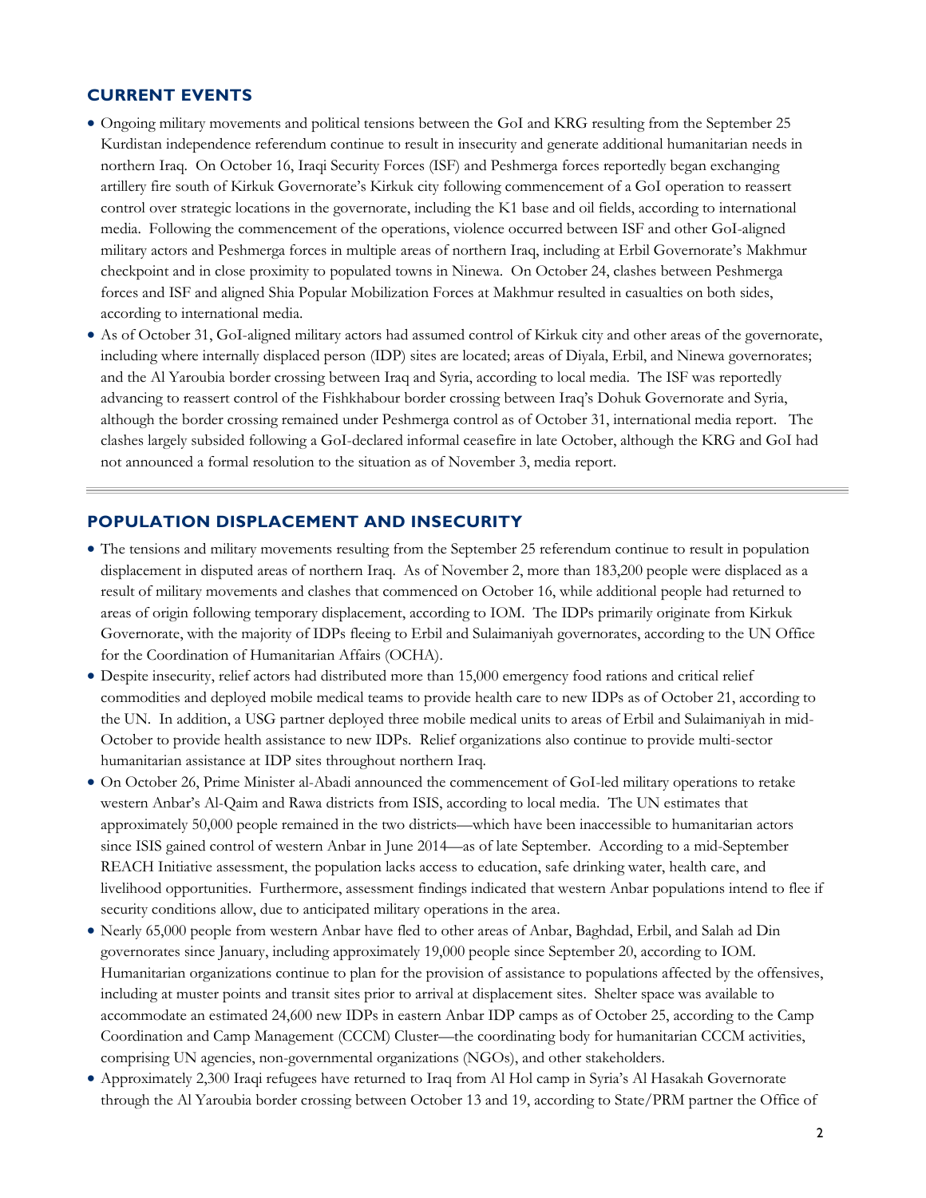## CURRENT EVENTS

- Ongoing military movements and political tensions between the GoI and KRG resulting from the September 25 Kurdistan independence referendum continue to result in insecurity and generate additional humanitarian needs in northern Iraq. On October 16, Iraqi Security Forces (ISF) and Peshmerga forces reportedly began exchanging artillery fire south of Kirkuk Governorate's Kirkuk city following commencement of a GoI operation to reassert control over strategic locations in the governorate, including the K1 base and oil fields, according to international media. Following the commencement of the operations, violence occurred between ISF and other GoI-aligned military actors and Peshmerga forces in multiple areas of northern Iraq, including at Erbil Governorate's Makhmur checkpoint and in close proximity to populated towns in Ninewa. On October 24, clashes between Peshmerga forces and ISF and aligned Shia Popular Mobilization Forces at Makhmur resulted in casualties on both sides, according to international media.
- As of October 31, GoI-aligned military actors had assumed control of Kirkuk city and other areas of the governorate, including where internally displaced person (IDP) sites are located; areas of Diyala, Erbil, and Ninewa governorates; and the Al Yaroubia border crossing between Iraq and Syria, according to local media. The ISF was reportedly advancing to reassert control of the Fishkhabour border crossing between Iraq's Dohuk Governorate and Syria, although the border crossing remained under Peshmerga control as of October 31, international media report. The clashes largely subsided following a GoI-declared informal ceasefire in late October, although the KRG and GoI had not announced a formal resolution to the situation as of November 3, media report.

## POPULATION DISPLACEMENT AND INSECURITY

- The tensions and military movements resulting from the September 25 referendum continue to result in population displacement in disputed areas of northern Iraq. As of November 2, more than 183,200 people were displaced as a result of military movements and clashes that commenced on October 16, while additional people had returned to areas of origin following temporary displacement, according to IOM. The IDPs primarily originate from Kirkuk Governorate, with the majority of IDPs fleeing to Erbil and Sulaimaniyah governorates, according to the UN Office for the Coordination of Humanitarian Affairs (OCHA).
- Despite insecurity, relief actors had distributed more than 15,000 emergency food rations and critical relief commodities and deployed mobile medical teams to provide health care to new IDPs as of October 21, according to the UN. In addition, a USG partner deployed three mobile medical units to areas of Erbil and Sulaimaniyah in mid-October to provide health assistance to new IDPs. Relief organizations also continue to provide multi-sector humanitarian assistance at IDP sites throughout northern Iraq.
- On October 26, Prime Minister al-Abadi announced the commencement of GoI-led military operations to retake western Anbar's Al-Qaim and Rawa districts from ISIS, according to local media. The UN estimates that approximately 50,000 people remained in the two districts—which have been inaccessible to humanitarian actors since ISIS gained control of western Anbar in June 2014—as of late September. According to a mid-September REACH Initiative assessment, the population lacks access to education, safe drinking water, health care, and livelihood opportunities. Furthermore, assessment findings indicated that western Anbar populations intend to flee if security conditions allow, due to anticipated military operations in the area.
- Nearly 65,000 people from western Anbar have fled to other areas of Anbar, Baghdad, Erbil, and Salah ad Din governorates since January, including approximately 19,000 people since September 20, according to IOM. Humanitarian organizations continue to plan for the provision of assistance to populations affected by the offensives, including at muster points and transit sites prior to arrival at displacement sites. Shelter space was available to accommodate an estimated 24,600 new IDPs in eastern Anbar IDP camps as of October 25, according to the Camp Coordination and Camp Management (CCCM) Cluster—the coordinating body for humanitarian CCCM activities, comprising UN agencies, non-governmental organizations (NGOs), and other stakeholders.
- Approximately 2,300 Iraqi refugees have returned to Iraq from Al Hol camp in Syria's Al Hasakah Governorate through the Al Yaroubia border crossing between October 13 and 19, according to State/PRM partner the Office of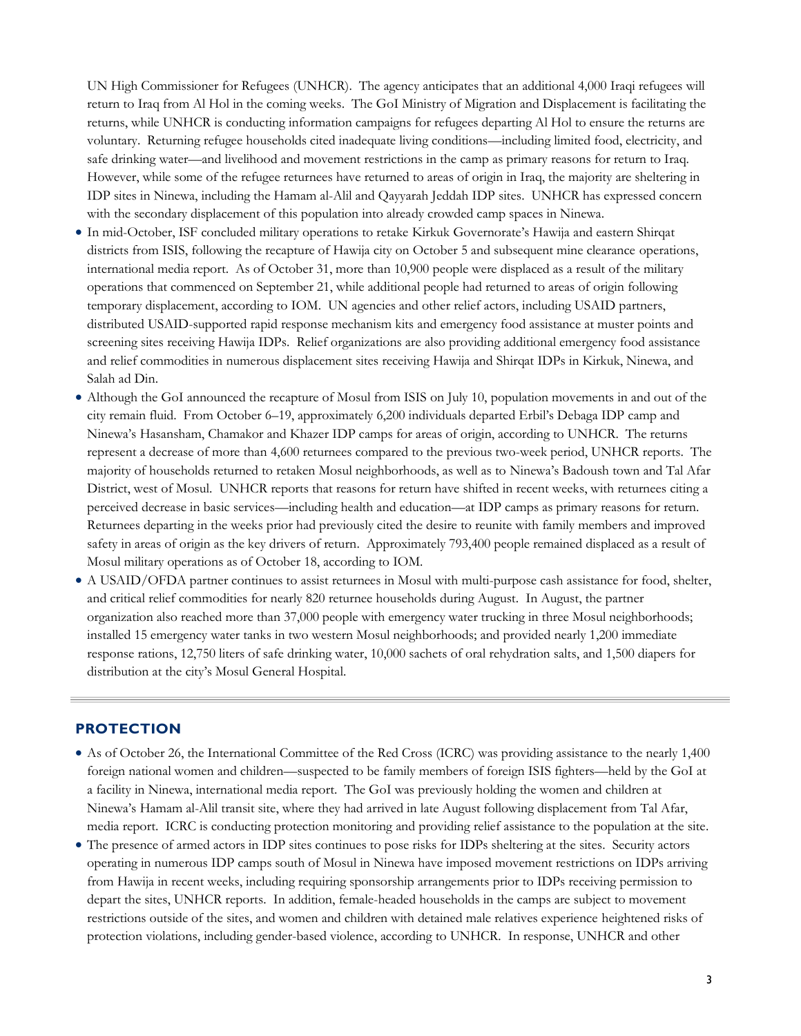UN High Commissioner for Refugees (UNHCR). The agency anticipates that an additional 4,000 Iraqi refugees will return to Iraq from Al Hol in the coming weeks. The GoI Ministry of Migration and Displacement is facilitating the returns, while UNHCR is conducting information campaigns for refugees departing Al Hol to ensure the returns are voluntary. Returning refugee households cited inadequate living conditions—including limited food, electricity, and safe drinking water—and livelihood and movement restrictions in the camp as primary reasons for return to Iraq. However, while some of the refugee returnees have returned to areas of origin in Iraq, the majority are sheltering in IDP sites in Ninewa, including the Hamam al-Alil and Qayyarah Jeddah IDP sites. UNHCR has expressed concern with the secondary displacement of this population into already crowded camp spaces in Ninewa.

- In mid-October, ISF concluded military operations to retake Kirkuk Governorate's Hawija and eastern Shirqat districts from ISIS, following the recapture of Hawija city on October 5 and subsequent mine clearance operations, international media report. As of October 31, more than 10,900 people were displaced as a result of the military operations that commenced on September 21, while additional people had returned to areas of origin following temporary displacement, according to IOM. UN agencies and other relief actors, including USAID partners, distributed USAID-supported rapid response mechanism kits and emergency food assistance at muster points and screening sites receiving Hawija IDPs. Relief organizations are also providing additional emergency food assistance and relief commodities in numerous displacement sites receiving Hawija and Shirqat IDPs in Kirkuk, Ninewa, and Salah ad Din.
- Although the GoI announced the recapture of Mosul from ISIS on July 10, population movements in and out of the city remain fluid. From October 6–19, approximately 6,200 individuals departed Erbil's Debaga IDP camp and Ninewa's Hasansham, Chamakor and Khazer IDP camps for areas of origin, according to UNHCR. The returns represent a decrease of more than 4,600 returnees compared to the previous two-week period, UNHCR reports. The majority of households returned to retaken Mosul neighborhoods, as well as to Ninewa's Badoush town and Tal Afar District, west of Mosul. UNHCR reports that reasons for return have shifted in recent weeks, with returnees citing a perceived decrease in basic services—including health and education—at IDP camps as primary reasons for return. Returnees departing in the weeks prior had previously cited the desire to reunite with family members and improved safety in areas of origin as the key drivers of return. Approximately 793,400 people remained displaced as a result of Mosul military operations as of October 18, according to IOM.
- A USAID/OFDA partner continues to assist returnees in Mosul with multi-purpose cash assistance for food, shelter, and critical relief commodities for nearly 820 returnee households during August. In August, the partner organization also reached more than 37,000 people with emergency water trucking in three Mosul neighborhoods; installed 15 emergency water tanks in two western Mosul neighborhoods; and provided nearly 1,200 immediate response rations, 12,750 liters of safe drinking water, 10,000 sachets of oral rehydration salts, and 1,500 diapers for distribution at the city's Mosul General Hospital.

## PROTECTION

- As of October 26, the International Committee of the Red Cross (ICRC) was providing assistance to the nearly 1,400 foreign national women and children—suspected to be family members of foreign ISIS fighters—held by the GoI at a facility in Ninewa, international media report. The GoI was previously holding the women and children at Ninewa's Hamam al-Alil transit site, where they had arrived in late August following displacement from Tal Afar, media report. ICRC is conducting protection monitoring and providing relief assistance to the population at the site.
- The presence of armed actors in IDP sites continues to pose risks for IDPs sheltering at the sites. Security actors operating in numerous IDP camps south of Mosul in Ninewa have imposed movement restrictions on IDPs arriving from Hawija in recent weeks, including requiring sponsorship arrangements prior to IDPs receiving permission to depart the sites, UNHCR reports. In addition, female-headed households in the camps are subject to movement restrictions outside of the sites, and women and children with detained male relatives experience heightened risks of protection violations, including gender-based violence, according to UNHCR. In response, UNHCR and other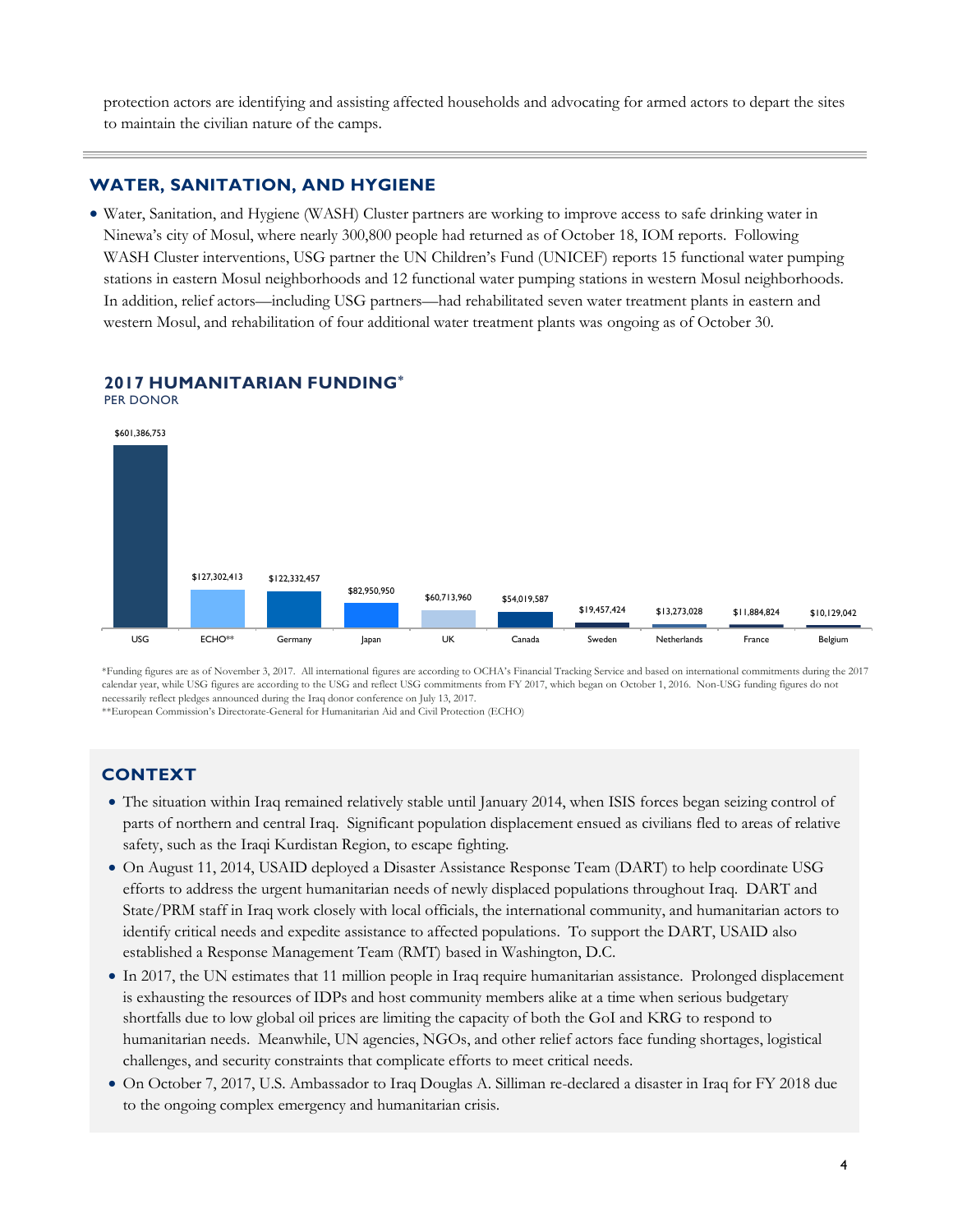protection actors are identifying and assisting affected households and advocating for armed actors to depart the sites to maintain the civilian nature of the camps.

## WATER, SANITATION, AND HYGIENE

- Water, Sanitation, and Hygiene (WASH) Cluster partners are working to improve access to safe drinking water in Ninewa's city of Mosul, where nearly 300,800 people had returned as of October 18, IOM reports. Following WASH Cluster interventions, USG partner the UN Children's Fund (UNICEF) reports 15 functional water pumping stations in eastern Mosul neighborhoods and 12 functional water pumping stations in western Mosul neighborhoods. In addition, relief actors—including USG partners—had rehabilitated seven water treatment plants in eastern and western Mosul, and rehabilitation of four additional water treatment plants was ongoing as of October 30.

## 2017 HUMANITARIAN FUNDING*

PER DONOR

| Donor | Funding |
|---|---|
| USG | $601,386,753 |
| ECHO** | $127,302,413 |
| Germany | $122,332,457 |
| Japan | $82,950,950 |
| UK | $60,713,960 |
| Canada | $54,019,587 |
| Sweden | $19,457,424 |
| Netherlands | $13,273,028 |
| France | $11,884,824 |
| Belgium | $10,129,042 |

*Funding figures are as of November 3, 2017. All international figures are according to OCHA's Financial Tracking Service and based on international commitments during the 2017 calendar year, while USG figures are according to the USG and reflect USG commitments from FY 2017, which began on October 1, 2016. Non-USG funding figures do not necessarily reflect pledges announced during the Iraq donor conference on July 13, 2017.

**European Commission's Directorate-General for Humanitarian Aid and Civil Protection (ECHO)

## CONTEXT

- The situation within Iraq remained relatively stable until January 2014, when ISIS forces began seizing control of parts of northern and central Iraq. Significant population displacement ensued as civilians fled to areas of relative safety, such as the Iraqi Kurdistan Region, to escape fighting.
- On August 11, 2014, USAID deployed a Disaster Assistance Response Team (DART) to help coordinate USG efforts to address the urgent humanitarian needs of newly displaced populations throughout Iraq. DART and State/PRM staff in Iraq work closely with local officials, the international community, and humanitarian actors to identify critical needs and expedite assistance to affected populations. To support the DART, USAID also established a Response Management Team (RMT) based in Washington, D.C.
- In 2017, the UN estimates that 11 million people in Iraq require humanitarian assistance. Prolonged displacement is exhausting the resources of IDPs and host community members alike at a time when serious budgetary shortfalls due to low global oil prices are limiting the capacity of both the GoI and KRG to respond to humanitarian needs. Meanwhile, UN agencies, NGOs, and other relief actors face funding shortages, logistical challenges, and security constraints that complicate efforts to meet critical needs.
- On October 7, 2017, U.S. Ambassador to Iraq Douglas A. Silliman re-declared a disaster in Iraq for FY 2018 due to the ongoing complex emergency and humanitarian crisis.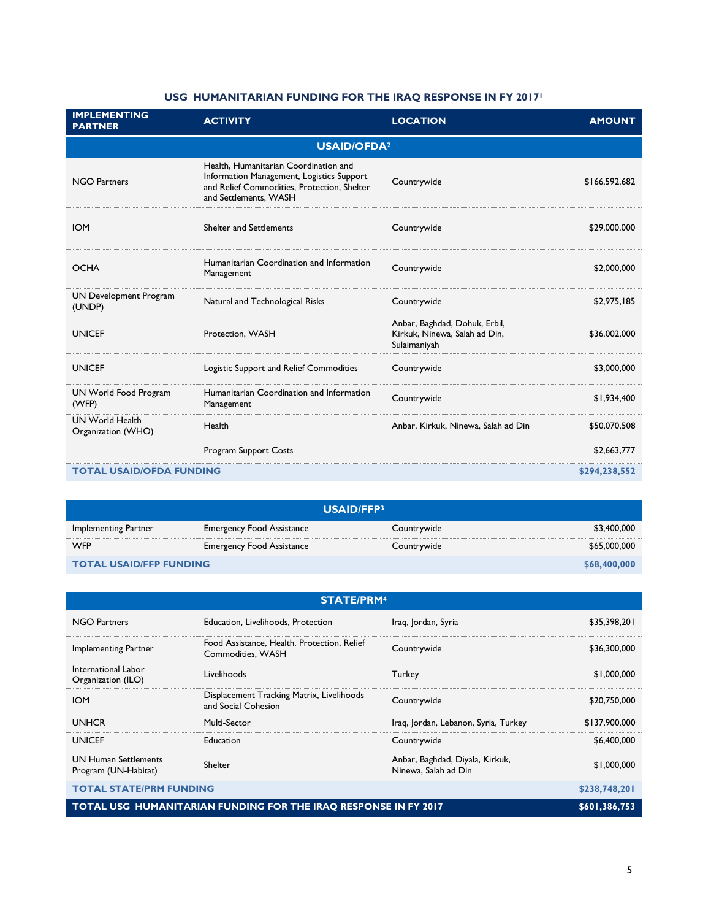### USG HUMANITARIAN FUNDING FOR THE IRAQ RESPONSE IN FY 2017[1]

| IMPLEMENTING PARTNER | ACTIVITY | LOCATION | AMOUNT |
|---|---|---|---|
| **USAID/OFDA[2]** | | | |
| NGO Partners | Health, Humanitarian Coordination and Information Management, Logistics Support and Relief Commodities, Protection, Shelter and Settlements, WASH | Countrywide | $166,592,682 |
| IOM | Shelter and Settlements | Countrywide | $29,000,000 |
| OCHA | Humanitarian Coordination and Information Management | Countrywide | $2,000,000 |
| UN Development Program (UNDP) | Natural and Technological Risks | Countrywide | $2,975,185 |
| UNICEF | Protection, WASH | Anbar, Baghdad, Dohuk, Erbil, Kirkuk, Ninewa, Salah ad Din, Sulaimaniyah | $36,002,000 |
| UNICEF | Logistic Support and Relief Commodities | Countrywide | $3,000,000 |
| UN World Food Program (WFP) | Humanitarian Coordination and Information Management | Countrywide | $1,934,400 |
| UN World Health Organization (WHO) | Health | Anbar, Kirkuk, Ninewa, Salah ad Din | $50,070,508 |
| | Program Support Costs | | $2,663,777 |
| **TOTAL USAID/OFDA FUNDING** | | | **$294,238,552** |
| **USAID/FFP[3]** | | | |
| Implementing Partner | Emergency Food Assistance | Countrywide | $3,400,000 |
| WFP | Emergency Food Assistance | Countrywide | $65,000,000 |
| **TOTAL USAID/FFP FUNDING** | | | **$68,400,000** |
| **STATE/PRM[4]** | | | |
| NGO Partners | Education, Livelihoods, Protection | Iraq, Jordan, Syria | $35,398,201 |
| Implementing Partner | Food Assistance, Health, Protection, Relief Commodities, WASH | Countrywide | $36,300,000 |
| International Labor Organization (ILO) | Livelihoods | Turkey | $1,000,000 |
| IOM | Displacement Tracking Matrix, Livelihoods and Social Cohesion | Countrywide | $20,750,000 |
| UNHCR | Multi-Sector | Iraq, Jordan, Lebanon, Syria, Turkey | $137,900,000 |
| UNICEF | Education | Countrywide | $6,400,000 |
| UN Human Settlements Program (UN-Habitat) | Shelter | Anbar, Baghdad, Diyala, Kirkuk, Ninewa, Salah ad Din | $1,000,000 |
| **TOTAL STATE/PRM FUNDING** | | | **$238,748,201** |
| **TOTAL USG HUMANITARIAN FUNDING FOR THE IRAQ RESPONSE IN FY 2017** | | | **$601,386,753** |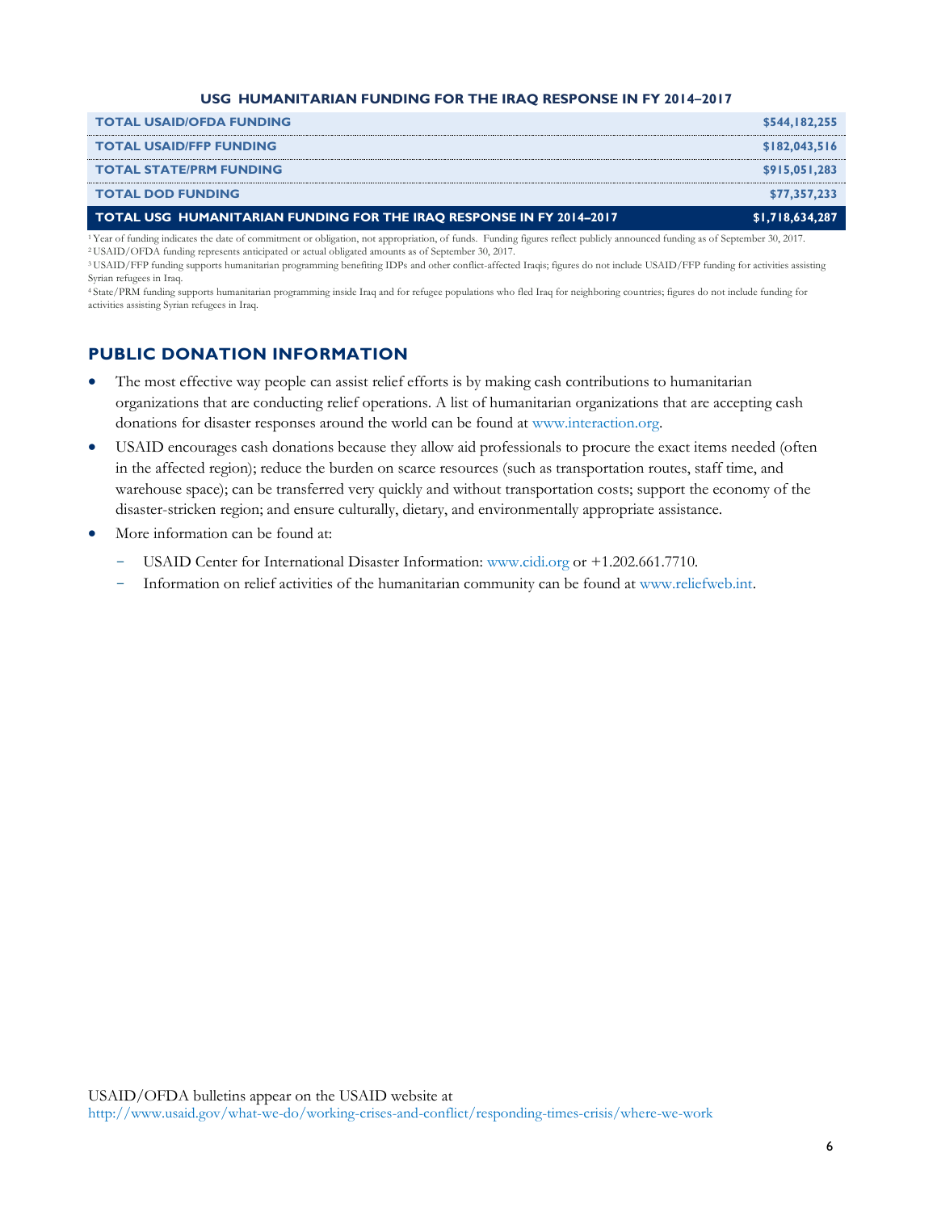**USG HUMANITARIAN FUNDING FOR THE IRAQ RESPONSE IN FY 2014–2017**

| | |
|---|---|
| TOTAL USAID/OFDA FUNDING | $544,182,255 |
| TOTAL USAID/FFP FUNDING | $182,043,516 |
| TOTAL STATE/PRM FUNDING | $915,051,283 |
| TOTAL DOD FUNDING | $77,357,233 |
| **TOTAL USG HUMANITARIAN FUNDING FOR THE IRAQ RESPONSE IN FY 2014–2017** | **$1,718,634,287** |

[1] Year of funding indicates the date of commitment or obligation, not appropriation, of funds. Funding figures reflect publicly announced funding as of September 30, 2017.
[2] USAID/OFDA funding represents anticipated or actual obligated amounts as of September 30, 2017.
[3] USAID/FFP funding supports humanitarian programming benefiting IDPs and other conflict-affected Iraqis; figures do not include USAID/FFP funding for activities assisting Syrian refugees in Iraq.
[4] State/PRM funding supports humanitarian programming inside Iraq and for refugee populations who fled Iraq for neighboring countries; figures do not include funding for activities assisting Syrian refugees in Iraq.

## PUBLIC DONATION INFORMATION

- The most effective way people can assist relief efforts is by making cash contributions to humanitarian organizations that are conducting relief operations. A list of humanitarian organizations that are accepting cash donations for disaster responses around the world can be found at www.interaction.org.
- USAID encourages cash donations because they allow aid professionals to procure the exact items needed (often in the affected region); reduce the burden on scarce resources (such as transportation routes, staff time, and warehouse space); can be transferred very quickly and without transportation costs; support the economy of the disaster-stricken region; and ensure culturally, dietary, and environmentally appropriate assistance.
- More information can be found at:
  - USAID Center for International Disaster Information: www.cidi.org or +1.202.661.7710.
  - Information on relief activities of the humanitarian community can be found at www.reliefweb.int.

USAID/OFDA bulletins appear on the USAID website at
http://www.usaid.gov/what-we-do/working-crises-and-conflict/responding-times-crisis/where-we-work